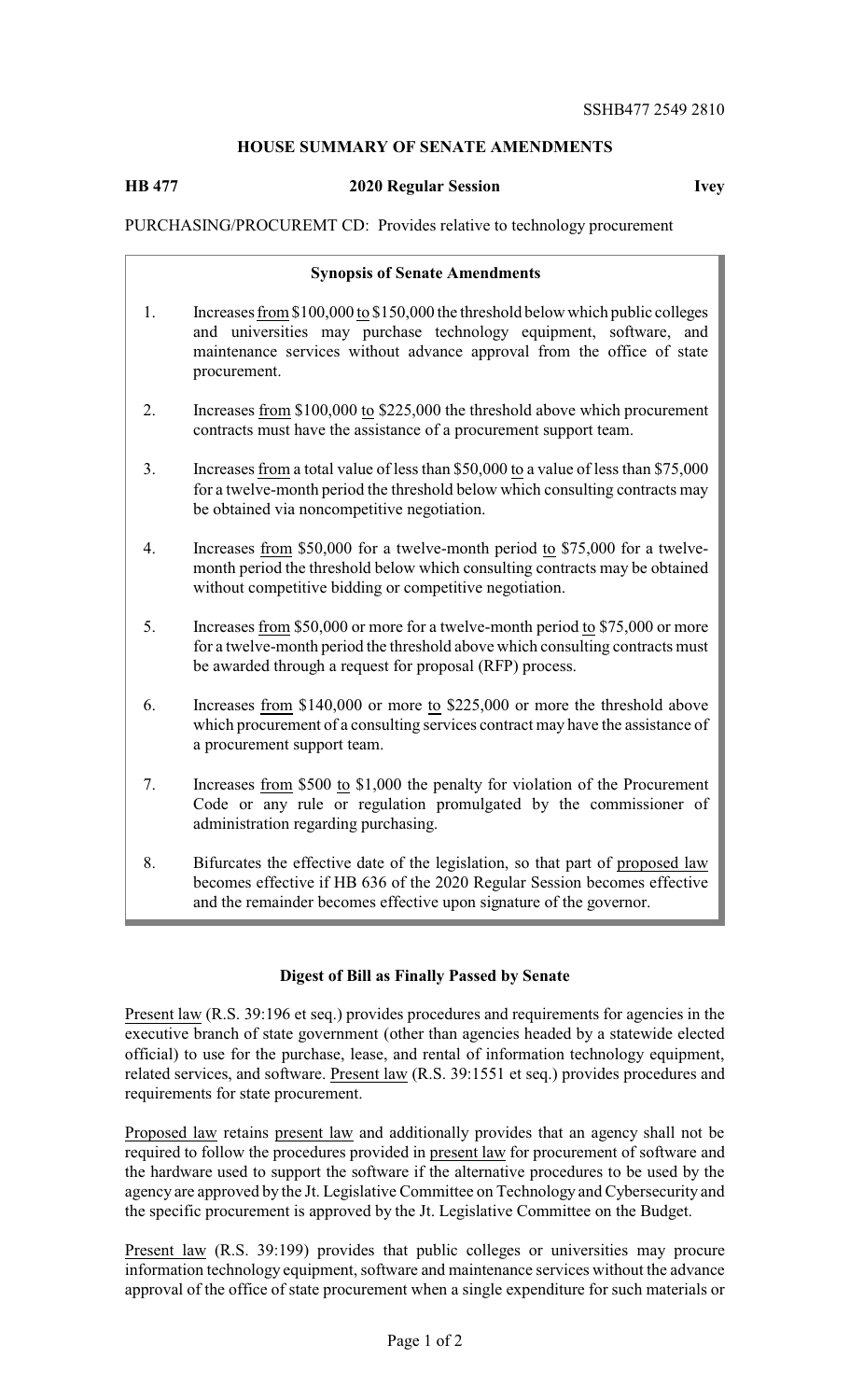SSHB477 2549 2810

## HOUSE SUMMARY OF SENATE AMENDMENTS

**HB 477** **2020 Regular Session** **Ivey**

PURCHASING/PROCUREMT CD: Provides relative to technology procurement

### Synopsis of Senate Amendments

1. Increases <u>from</u> \$100,000 <u>to</u> \$150,000 the threshold below which public colleges and universities may purchase technology equipment, software, and maintenance services without advance approval from the office of state procurement.
2. Increases <u>from</u> \$100,000 <u>to</u> \$225,000 the threshold above which procurement contracts must have the assistance of a procurement support team.
3. Increases <u>from</u> a total value of less than \$50,000 <u>to</u> a value of less than \$75,000 for a twelve-month period the threshold below which consulting contracts may be obtained via noncompetitive negotiation.
4. Increases <u>from</u> \$50,000 for a twelve-month period <u>to</u> \$75,000 for a twelve-month period the threshold below which consulting contracts may be obtained without competitive bidding or competitive negotiation.
5. Increases <u>from</u> \$50,000 or more for a twelve-month period <u>to</u> \$75,000 or more for a twelve-month period the threshold above which consulting contracts must be awarded through a request for proposal (RFP) process.
6. Increases <u>from</u> \$140,000 or more <u>to</u> \$225,000 or more the threshold above which procurement of a consulting services contract may have the assistance of a procurement support team.
7. Increases <u>from</u> \$500 <u>to</u> \$1,000 the penalty for violation of the Procurement Code or any rule or regulation promulgated by the commissioner of administration regarding purchasing.
8. Bifurcates the effective date of the legislation, so that part of <u>proposed law</u> becomes effective if HB 636 of the 2020 Regular Session becomes effective and the remainder becomes effective upon signature of the governor.

### Digest of Bill as Finally Passed by Senate

<u>Present law</u> (R.S. 39:196 et seq.) provides procedures and requirements for agencies in the executive branch of state government (other than agencies headed by a statewide elected official) to use for the purchase, lease, and rental of information technology equipment, related services, and software. <u>Present law</u> (R.S. 39:1551 et seq.) provides procedures and requirements for state procurement.

<u>Proposed law</u> retains <u>present law</u> and additionally provides that an agency shall not be required to follow the procedures provided in <u>present law</u> for procurement of software and the hardware used to support the software if the alternative procedures to be used by the agency are approved by the Jt. Legislative Committee on Technology and Cybersecurity and the specific procurement is approved by the Jt. Legislative Committee on the Budget.

<u>Present law</u> (R.S. 39:199) provides that public colleges or universities may procure information technology equipment, software and maintenance services without the advance approval of the office of state procurement when a single expenditure for such materials or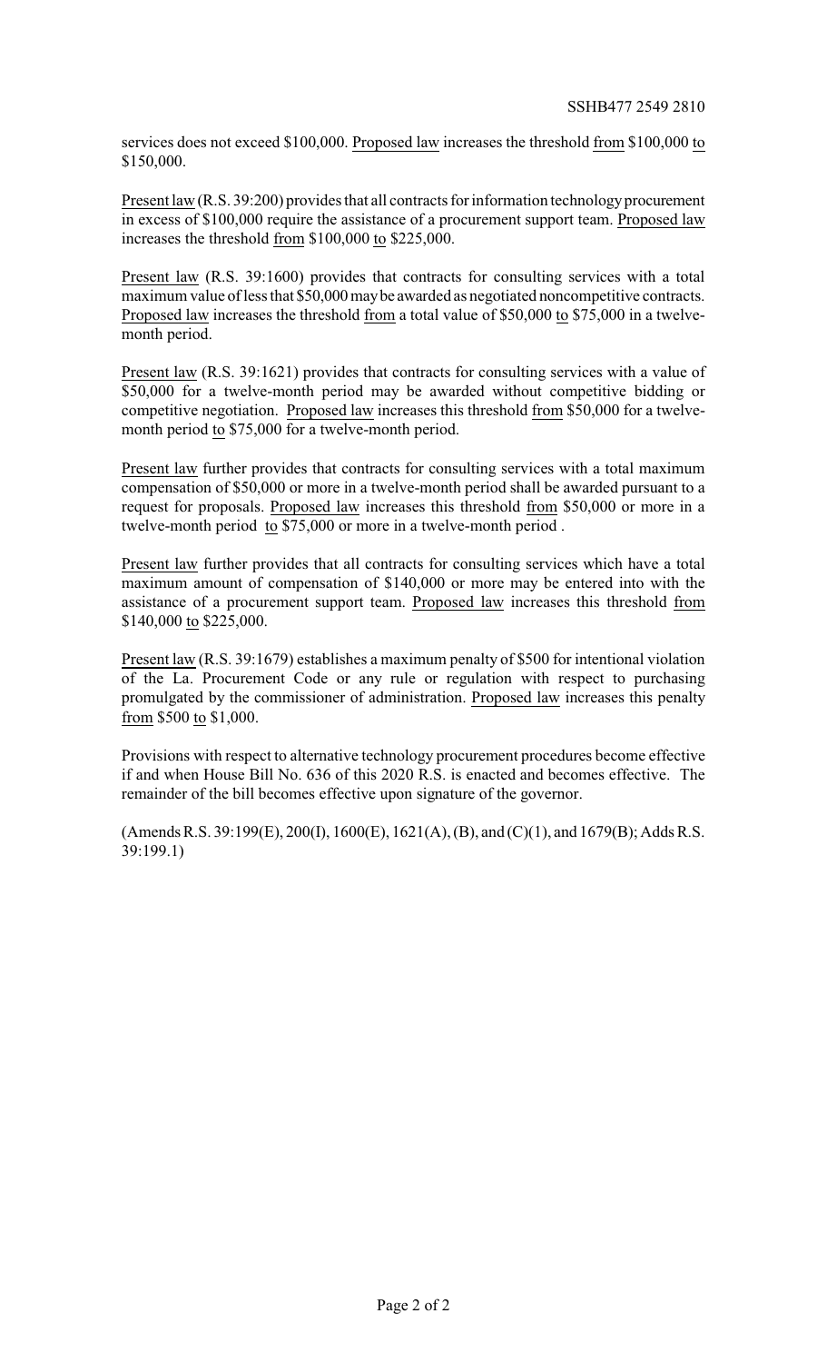services does not exceed $100,000. Proposed law increases the threshold from $100,000 to $150,000.

Present law (R.S. 39:200) provides that all contracts for information technology procurement in excess of $100,000 require the assistance of a procurement support team. Proposed law increases the threshold from $100,000 to $225,000.

Present law (R.S. 39:1600) provides that contracts for consulting services with a total maximum value of less that $50,000 may be awarded as negotiated noncompetitive contracts. Proposed law increases the threshold from a total value of $50,000 to $75,000 in a twelve-month period.

Present law (R.S. 39:1621) provides that contracts for consulting services with a value of $50,000 for a twelve-month period may be awarded without competitive bidding or competitive negotiation. Proposed law increases this threshold from $50,000 for a twelve-month period to $75,000 for a twelve-month period.

Present law further provides that contracts for consulting services with a total maximum compensation of $50,000 or more in a twelve-month period shall be awarded pursuant to a request for proposals. Proposed law increases this threshold from $50,000 or more in a twelve-month period to $75,000 or more in a twelve-month period .

Present law further provides that all contracts for consulting services which have a total maximum amount of compensation of $140,000 or more may be entered into with the assistance of a procurement support team. Proposed law increases this threshold from $140,000 to $225,000.

Present law (R.S. 39:1679) establishes a maximum penalty of $500 for intentional violation of the La. Procurement Code or any rule or regulation with respect to purchasing promulgated by the commissioner of administration. Proposed law increases this penalty from $500 to $1,000.

Provisions with respect to alternative technology procurement procedures become effective if and when House Bill No. 636 of this 2020 R.S. is enacted and becomes effective. The remainder of the bill becomes effective upon signature of the governor.

(Amends R.S. 39:199(E), 200(I), 1600(E), 1621(A), (B), and (C)(1), and 1679(B); Adds R.S. 39:199.1)